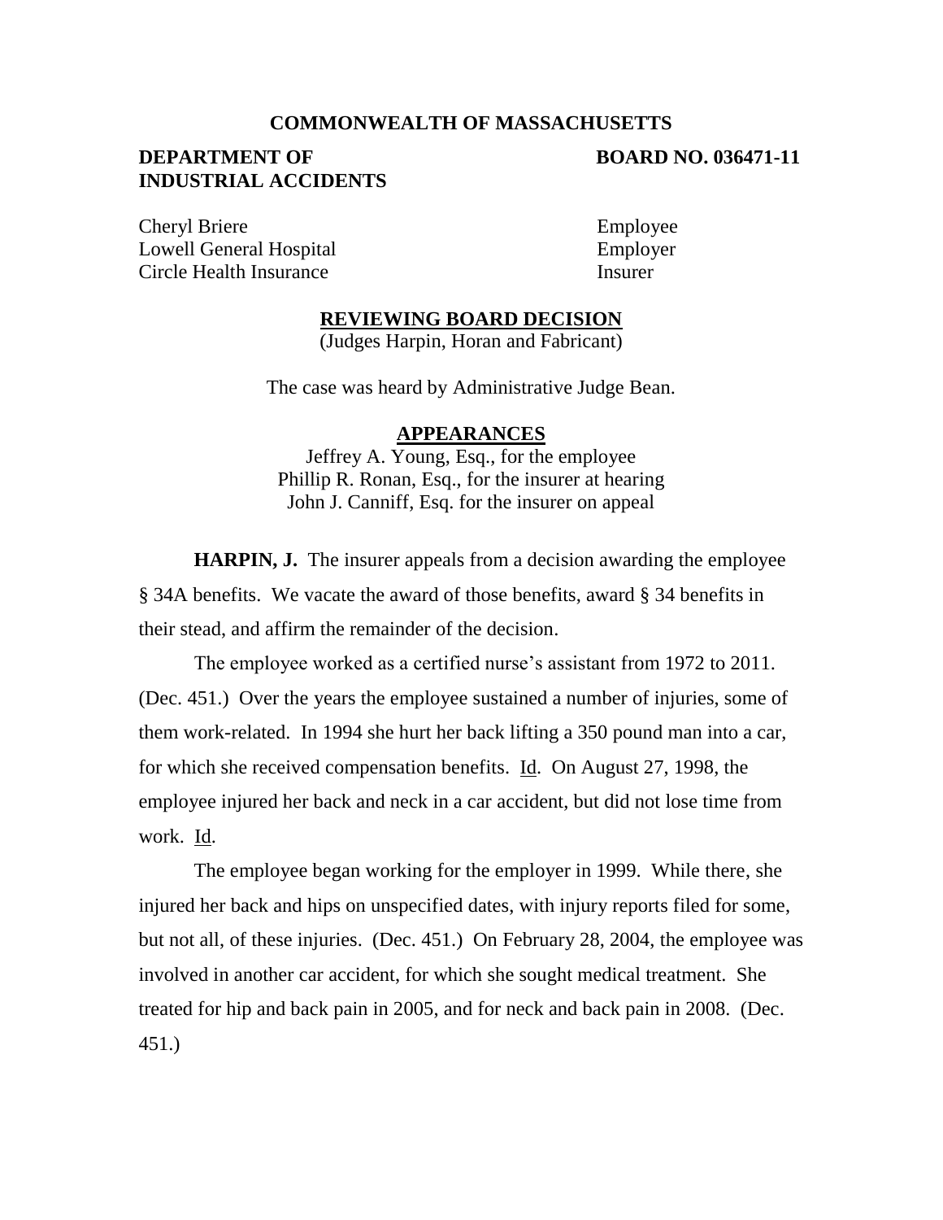**COMMONWEALTH OF MASSACHUSETTS**

**DEPARTMENT OF INDUSTRIAL ACCIDENTS** | **BOARD NO. 036471-11**

Cheryl Briere | Employee
Lowell General Hospital | Employer
Circle Health Insurance | Insurer

**REVIEWING BOARD DECISION**

(Judges Harpin, Horan and Fabricant)

The case was heard by Administrative Judge Bean.

**APPEARANCES**

Jeffrey A. Young, Esq., for the employee
Phillip R. Ronan, Esq., for the insurer at hearing
John J. Canniff, Esq. for the insurer on appeal

**HARPIN, J.** The insurer appeals from a decision awarding the employee § 34A benefits. We vacate the award of those benefits, award § 34 benefits in their stead, and affirm the remainder of the decision.

The employee worked as a certified nurse's assistant from 1972 to 2011. (Dec. 451.) Over the years the employee sustained a number of injuries, some of them work-related. In 1994 she hurt her back lifting a 350 pound man into a car, for which she received compensation benefits. Id. On August 27, 1998, the employee injured her back and neck in a car accident, but did not lose time from work. Id.

The employee began working for the employer in 1999. While there, she injured her back and hips on unspecified dates, with injury reports filed for some, but not all, of these injuries. (Dec. 451.) On February 28, 2004, the employee was involved in another car accident, for which she sought medical treatment. She treated for hip and back pain in 2005, and for neck and back pain in 2008. (Dec. 451.)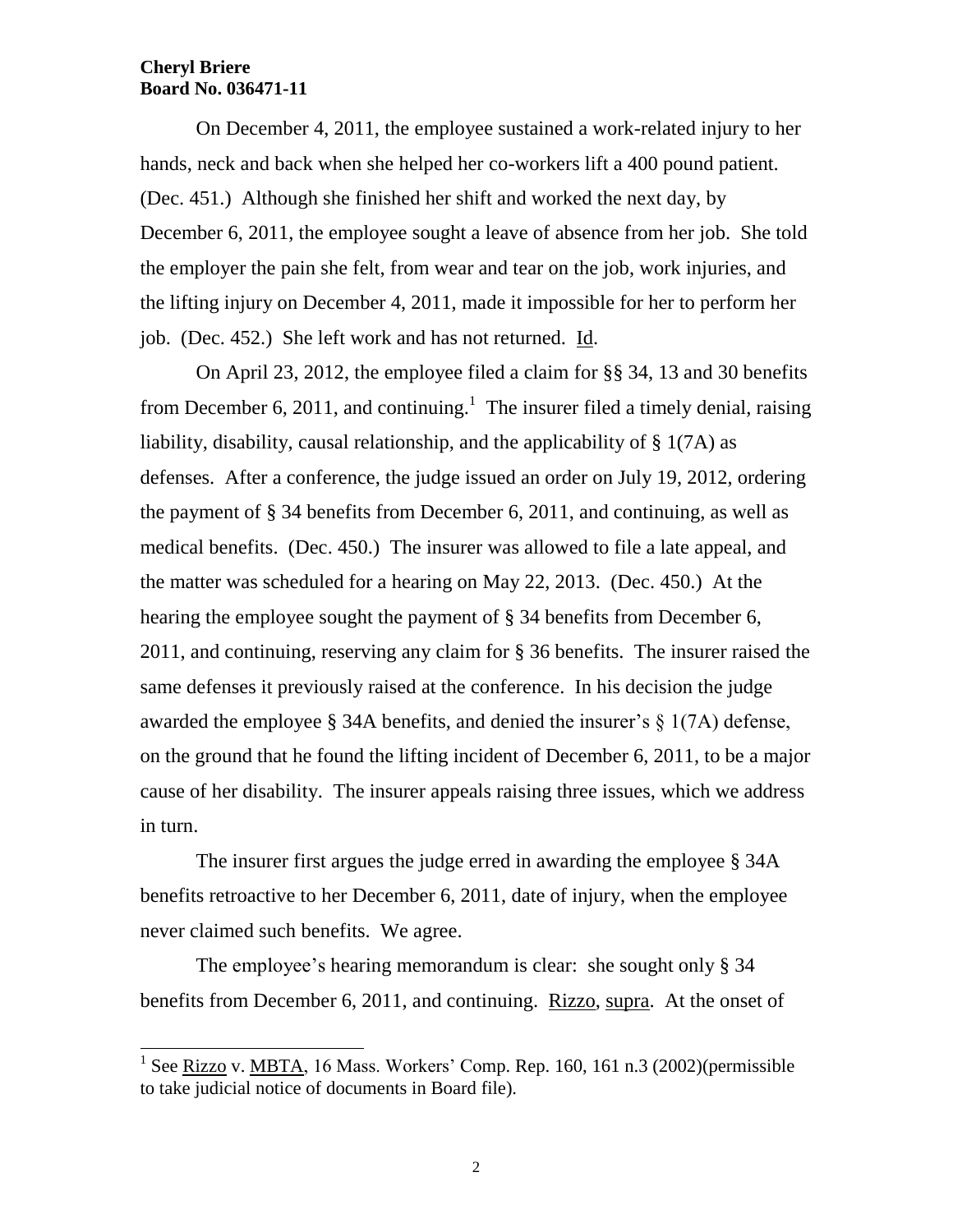On December 4, 2011, the employee sustained a work-related injury to her hands, neck and back when she helped her co-workers lift a 400 pound patient. (Dec. 451.) Although she finished her shift and worked the next day, by December 6, 2011, the employee sought a leave of absence from her job. She told the employer the pain she felt, from wear and tear on the job, work injuries, and the lifting injury on December 4, 2011, made it impossible for her to perform her job. (Dec. 452.) She left work and has not returned. Id.

On April 23, 2012, the employee filed a claim for §§ 34, 13 and 30 benefits from December 6, 2011, and continuing.[1] The insurer filed a timely denial, raising liability, disability, causal relationship, and the applicability of § 1(7A) as defenses. After a conference, the judge issued an order on July 19, 2012, ordering the payment of § 34 benefits from December 6, 2011, and continuing, as well as medical benefits. (Dec. 450.) The insurer was allowed to file a late appeal, and the matter was scheduled for a hearing on May 22, 2013. (Dec. 450.) At the hearing the employee sought the payment of § 34 benefits from December 6, 2011, and continuing, reserving any claim for § 36 benefits. The insurer raised the same defenses it previously raised at the conference. In his decision the judge awarded the employee § 34A benefits, and denied the insurer's § 1(7A) defense, on the ground that he found the lifting incident of December 6, 2011, to be a major cause of her disability. The insurer appeals raising three issues, which we address in turn.

The insurer first argues the judge erred in awarding the employee § 34A benefits retroactive to her December 6, 2011, date of injury, when the employee never claimed such benefits. We agree.

The employee's hearing memorandum is clear: she sought only § 34 benefits from December 6, 2011, and continuing. Rizzo, supra. At the onset of

---

[1] See Rizzo v. MBTA, 16 Mass. Workers' Comp. Rep. 160, 161 n.3 (2002)(permissible to take judicial notice of documents in Board file).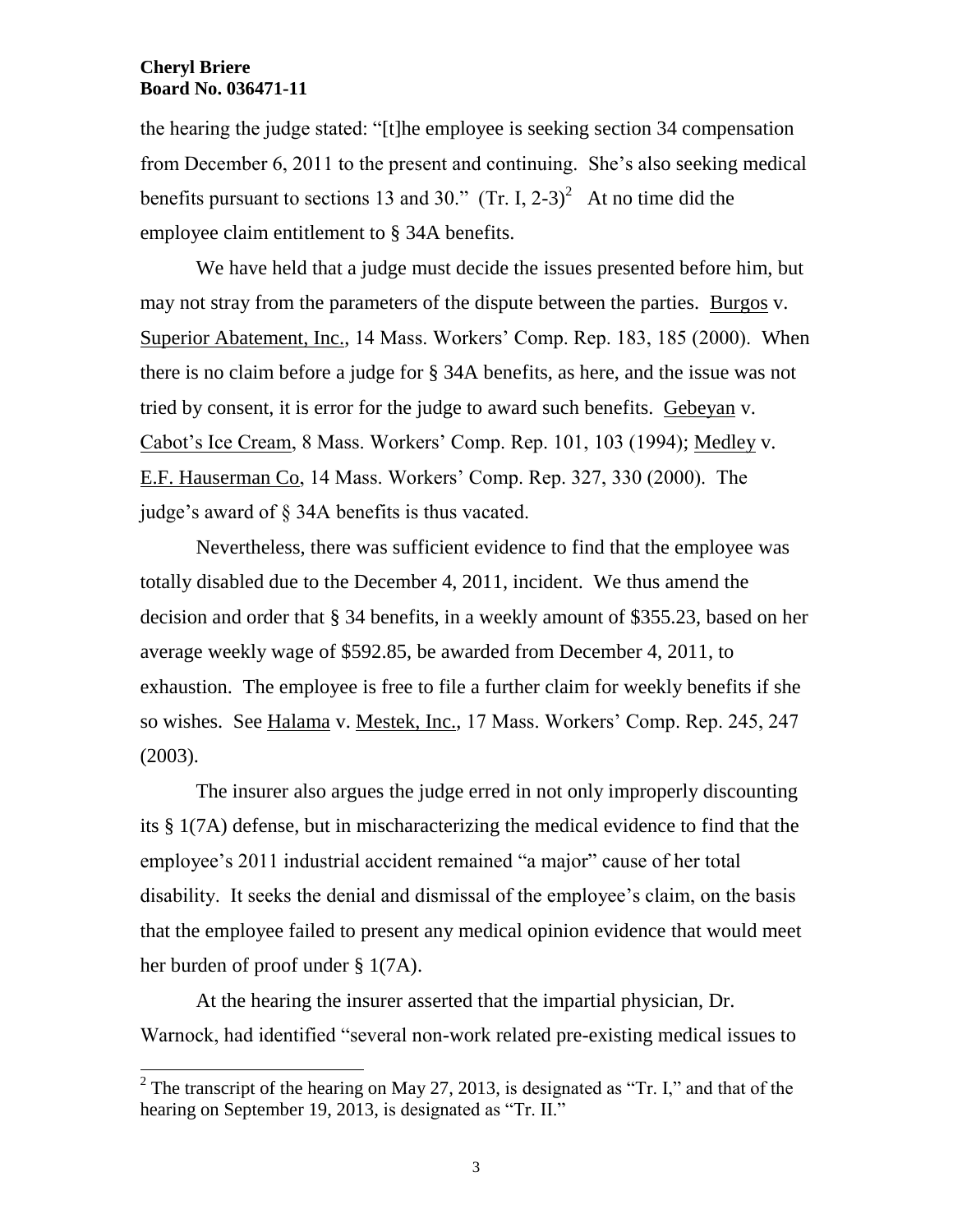the hearing the judge stated: "[t]he employee is seeking section 34 compensation from December 6, 2011 to the present and continuing. She's also seeking medical benefits pursuant to sections 13 and 30." (Tr. I, 2-3)[2] At no time did the employee claim entitlement to § 34A benefits.

We have held that a judge must decide the issues presented before him, but may not stray from the parameters of the dispute between the parties. Burgos v. Superior Abatement, Inc., 14 Mass. Workers' Comp. Rep. 183, 185 (2000). When there is no claim before a judge for § 34A benefits, as here, and the issue was not tried by consent, it is error for the judge to award such benefits. Gebeyan v. Cabot's Ice Cream, 8 Mass. Workers' Comp. Rep. 101, 103 (1994); Medley v. E.F. Hauserman Co, 14 Mass. Workers' Comp. Rep. 327, 330 (2000). The judge's award of § 34A benefits is thus vacated.

Nevertheless, there was sufficient evidence to find that the employee was totally disabled due to the December 4, 2011, incident. We thus amend the decision and order that § 34 benefits, in a weekly amount of $355.23, based on her average weekly wage of $592.85, be awarded from December 4, 2011, to exhaustion. The employee is free to file a further claim for weekly benefits if she so wishes. See Halama v. Mestek, Inc., 17 Mass. Workers' Comp. Rep. 245, 247 (2003).

The insurer also argues the judge erred in not only improperly discounting its § 1(7A) defense, but in mischaracterizing the medical evidence to find that the employee's 2011 industrial accident remained "a major" cause of her total disability. It seeks the denial and dismissal of the employee's claim, on the basis that the employee failed to present any medical opinion evidence that would meet her burden of proof under § 1(7A).

At the hearing the insurer asserted that the impartial physician, Dr. Warnock, had identified "several non-work related pre-existing medical issues to

---

[2] The transcript of the hearing on May 27, 2013, is designated as "Tr. I," and that of the hearing on September 19, 2013, is designated as "Tr. II."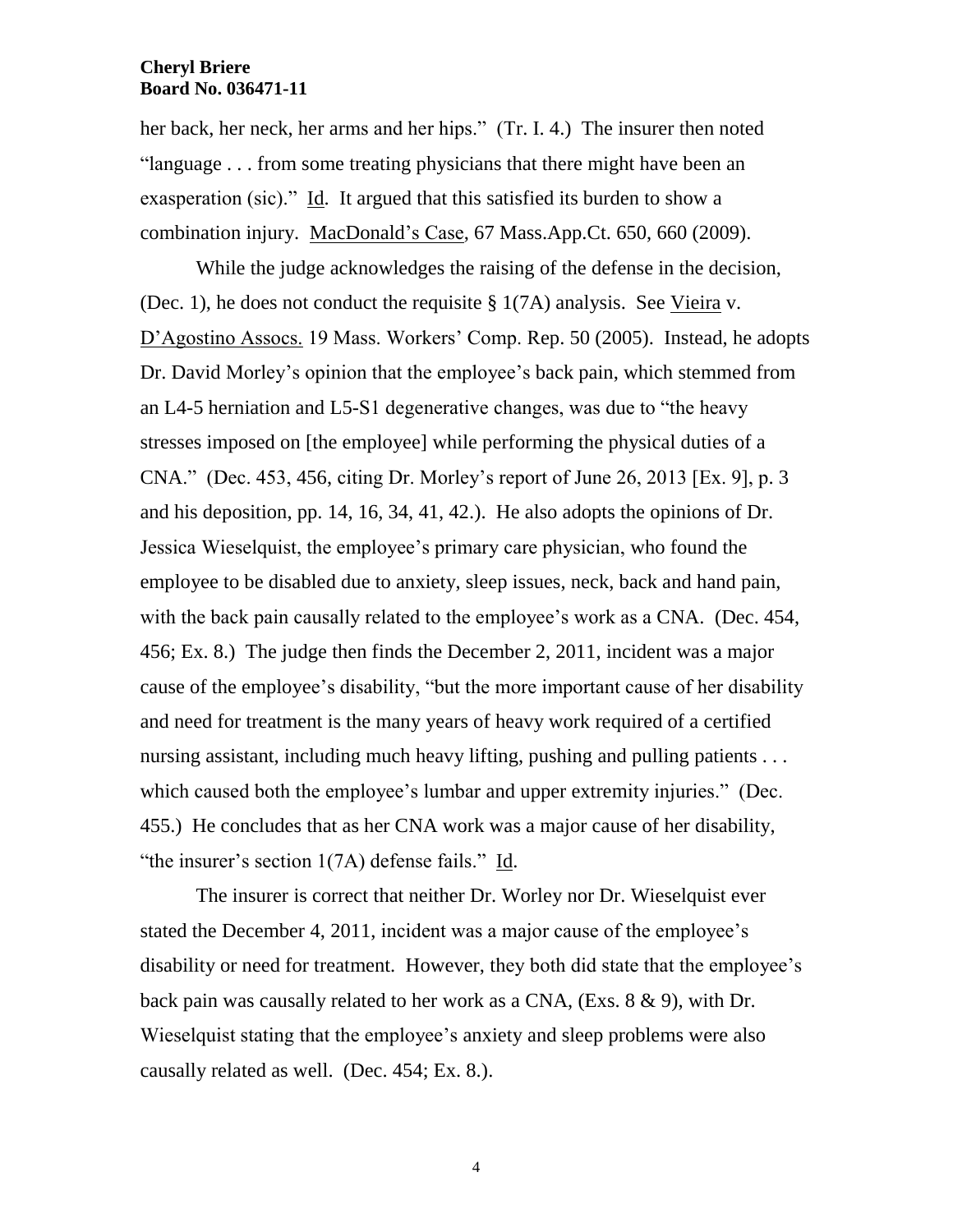her back, her neck, her arms and her hips." (Tr. I. 4.) The insurer then noted "language . . . from some treating physicians that there might have been an exasperation (sic)." Id. It argued that this satisfied its burden to show a combination injury. MacDonald's Case, 67 Mass.App.Ct. 650, 660 (2009).

While the judge acknowledges the raising of the defense in the decision, (Dec. 1), he does not conduct the requisite § 1(7A) analysis. See Vieira v. D'Agostino Assocs. 19 Mass. Workers' Comp. Rep. 50 (2005). Instead, he adopts Dr. David Morley's opinion that the employee's back pain, which stemmed from an L4-5 herniation and L5-S1 degenerative changes, was due to "the heavy stresses imposed on [the employee] while performing the physical duties of a CNA." (Dec. 453, 456, citing Dr. Morley's report of June 26, 2013 [Ex. 9], p. 3 and his deposition, pp. 14, 16, 34, 41, 42.). He also adopts the opinions of Dr. Jessica Wieselquist, the employee's primary care physician, who found the employee to be disabled due to anxiety, sleep issues, neck, back and hand pain, with the back pain causally related to the employee's work as a CNA. (Dec. 454, 456; Ex. 8.) The judge then finds the December 2, 2011, incident was a major cause of the employee's disability, "but the more important cause of her disability and need for treatment is the many years of heavy work required of a certified nursing assistant, including much heavy lifting, pushing and pulling patients . . . which caused both the employee's lumbar and upper extremity injuries." (Dec. 455.) He concludes that as her CNA work was a major cause of her disability, "the insurer's section 1(7A) defense fails." Id.

The insurer is correct that neither Dr. Worley nor Dr. Wieselquist ever stated the December 4, 2011, incident was a major cause of the employee's disability or need for treatment. However, they both did state that the employee's back pain was causally related to her work as a CNA, (Exs. 8 & 9), with Dr. Wieselquist stating that the employee's anxiety and sleep problems were also causally related as well. (Dec. 454; Ex. 8.).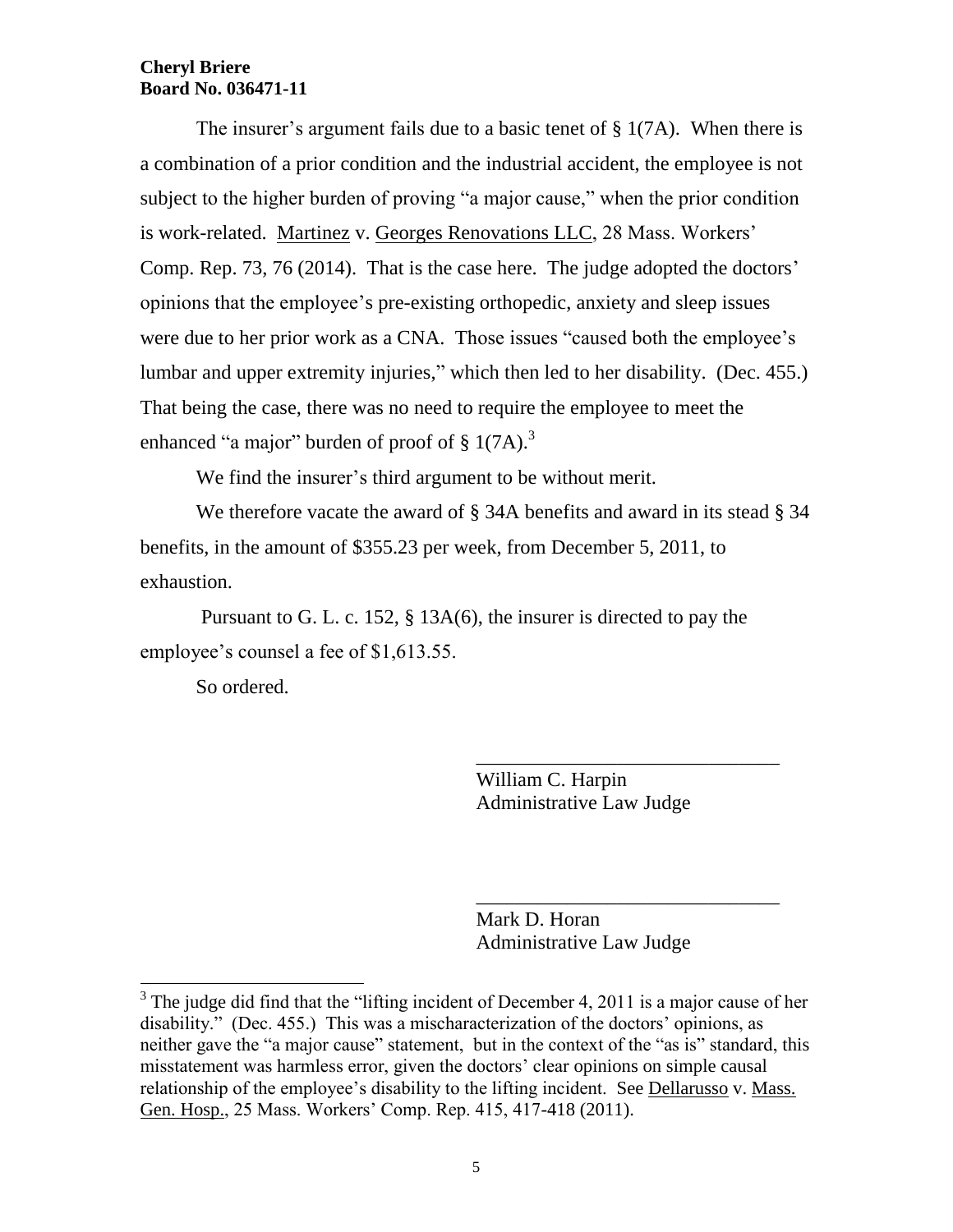The insurer's argument fails due to a basic tenet of § 1(7A). When there is a combination of a prior condition and the industrial accident, the employee is not subject to the higher burden of proving "a major cause," when the prior condition is work-related. Martinez v. Georges Renovations LLC, 28 Mass. Workers' Comp. Rep. 73, 76 (2014). That is the case here. The judge adopted the doctors' opinions that the employee's pre-existing orthopedic, anxiety and sleep issues were due to her prior work as a CNA. Those issues "caused both the employee's lumbar and upper extremity injuries," which then led to her disability. (Dec. 455.) That being the case, there was no need to require the employee to meet the enhanced "a major" burden of proof of § 1(7A).[3]

We find the insurer's third argument to be without merit.

We therefore vacate the award of § 34A benefits and award in its stead § 34 benefits, in the amount of $355.23 per week, from December 5, 2011, to exhaustion.

Pursuant to G. L. c. 152, § 13A(6), the insurer is directed to pay the employee's counsel a fee of $1,613.55.

So ordered.

_______________________________
William C. Harpin
Administrative Law Judge

_______________________________
Mark D. Horan
Administrative Law Judge

[3] The judge did find that the "lifting incident of December 4, 2011 is a major cause of her disability." (Dec. 455.) This was a mischaracterization of the doctors' opinions, as neither gave the "a major cause" statement, but in the context of the "as is" standard, this misstatement was harmless error, given the doctors' clear opinions on simple causal relationship of the employee's disability to the lifting incident. See Dellarusso v. Mass. Gen. Hosp., 25 Mass. Workers' Comp. Rep. 415, 417-418 (2011).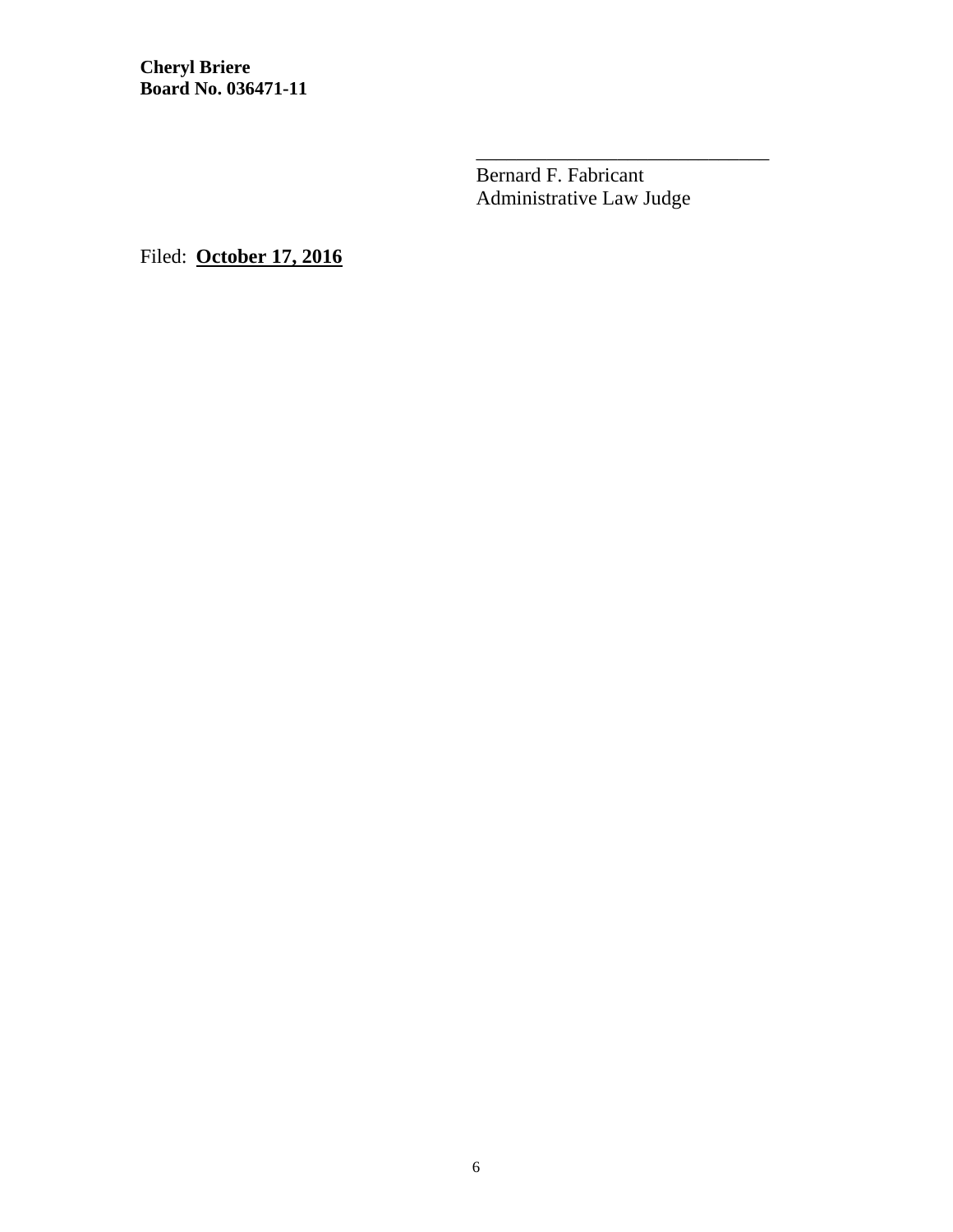\_\_\_\_\_\_\_\_\_\_\_\_\_\_\_\_\_\_\_\_\_\_\_\_\_\_\_\_\_\_

Bernard F. Fabricant
Administrative Law Judge

Filed: **October 17, 2016**